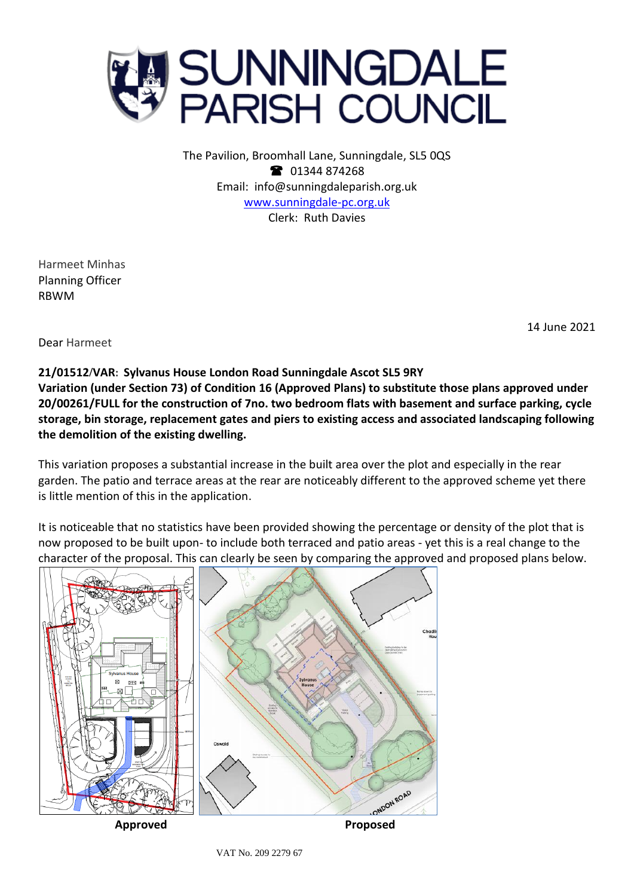# SUNNINGDALE PARISH COUNCIL

The Pavilion, Broomhall Lane, Sunningdale, SL5 0QS
☎ 01344 874268
Email: info@sunningdaleparish.org.uk
www.sunningdale-pc.org.uk
Clerk: Ruth Davies

Harmeet Minhas
Planning Officer
RBWM

14 June 2021

Dear Harmeet

**21/01512/VAR: Sylvanus House London Road Sunningdale Ascot SL5 9RY**
**Variation (under Section 73) of Condition 16 (Approved Plans) to substitute those plans approved under 20/00261/FULL for the construction of 7no. two bedroom flats with basement and surface parking, cycle storage, bin storage, replacement gates and piers to existing access and associated landscaping following the demolition of the existing dwelling.**

This variation proposes a substantial increase in the built area over the plot and especially in the rear garden. The patio and terrace areas at the rear are noticeably different to the approved scheme yet there is little mention of this in the application.

It is noticeable that no statistics have been provided showing the percentage or density of the plot that is now proposed to be built upon- to include both terraced and patio areas - yet this is a real change to the character of the proposal. This can clearly be seen by comparing the approved and proposed plans below.

**Approved** **Proposed**

VAT No. 209 2279 67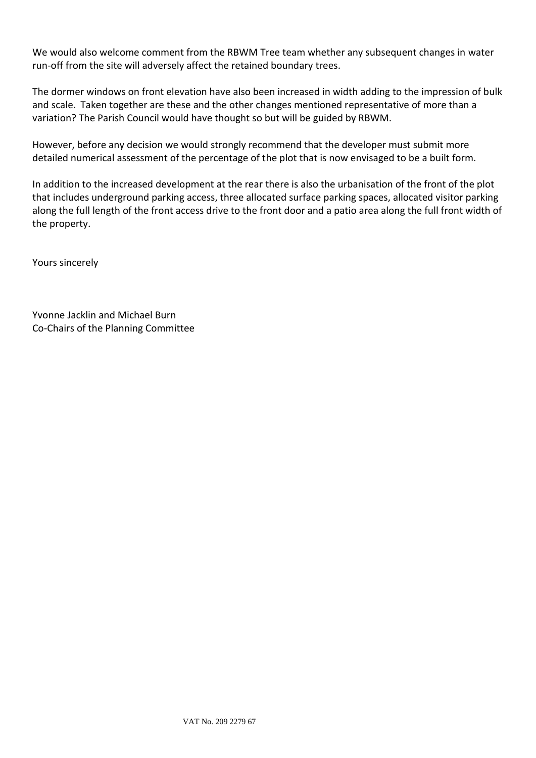We would also welcome comment from the RBWM Tree team whether any subsequent changes in water run-off from the site will adversely affect the retained boundary trees.

The dormer windows on front elevation have also been increased in width adding to the impression of bulk and scale. Taken together are these and the other changes mentioned representative of more than a variation? The Parish Council would have thought so but will be guided by RBWM.

However, before any decision we would strongly recommend that the developer must submit more detailed numerical assessment of the percentage of the plot that is now envisaged to be a built form.

In addition to the increased development at the rear there is also the urbanisation of the front of the plot that includes underground parking access, three allocated surface parking spaces, allocated visitor parking along the full length of the front access drive to the front door and a patio area along the full front width of the property.

Yours sincerely

Yvonne Jacklin and Michael Burn
Co-Chairs of the Planning Committee

VAT No. 209 2279 67